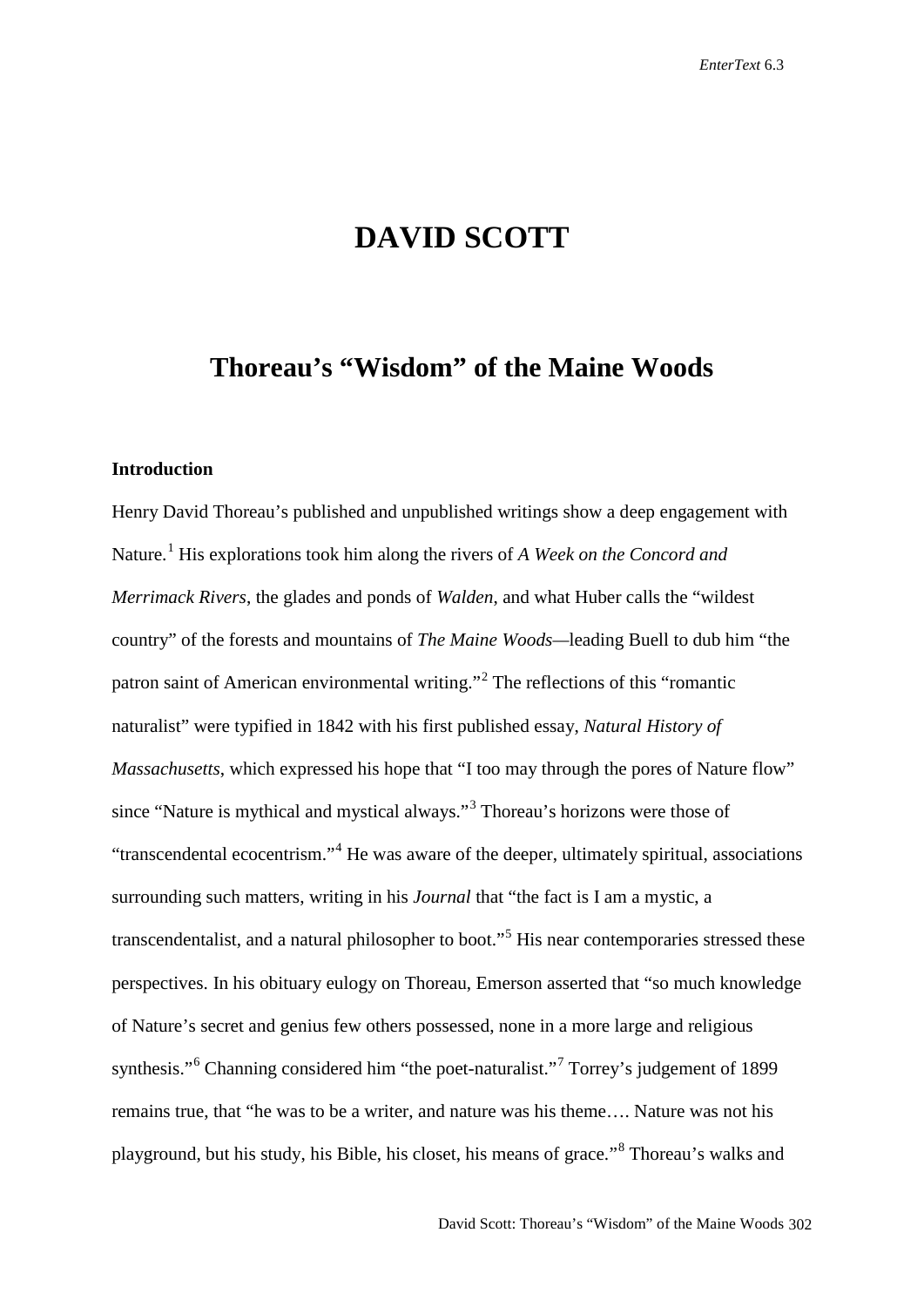# DAVID SCOTT

## Thoreau's "Wisdom" of the Maine Woods

### Introduction

Henry David Thoreau's published and unpublished writings show a deep engagement with Nature.[1] His explorations took him along the rivers of *A Week on the Concord and Merrimack Rivers*, the glades and ponds of *Walden*, and what Huber calls the "wildest country" of the forests and mountains of *The Maine Woods*—leading Buell to dub him "the patron saint of American environmental writing."[2] The reflections of this "romantic naturalist" were typified in 1842 with his first published essay, *Natural History of Massachusetts*, which expressed his hope that "I too may through the pores of Nature flow" since "Nature is mythical and mystical always."[3] Thoreau's horizons were those of "transcendental ecocentrism."[4] He was aware of the deeper, ultimately spiritual, associations surrounding such matters, writing in his *Journal* that "the fact is I am a mystic, a transcendentalist, and a natural philosopher to boot."[5] His near contemporaries stressed these perspectives. In his obituary eulogy on Thoreau, Emerson asserted that "so much knowledge of Nature's secret and genius few others possessed, none in a more large and religious synthesis."[6] Channing considered him "the poet-naturalist."[7] Torrey's judgement of 1899 remains true, that "he was to be a writer, and nature was his theme…. Nature was not his playground, but his study, his Bible, his closet, his means of grace."[8] Thoreau's walks and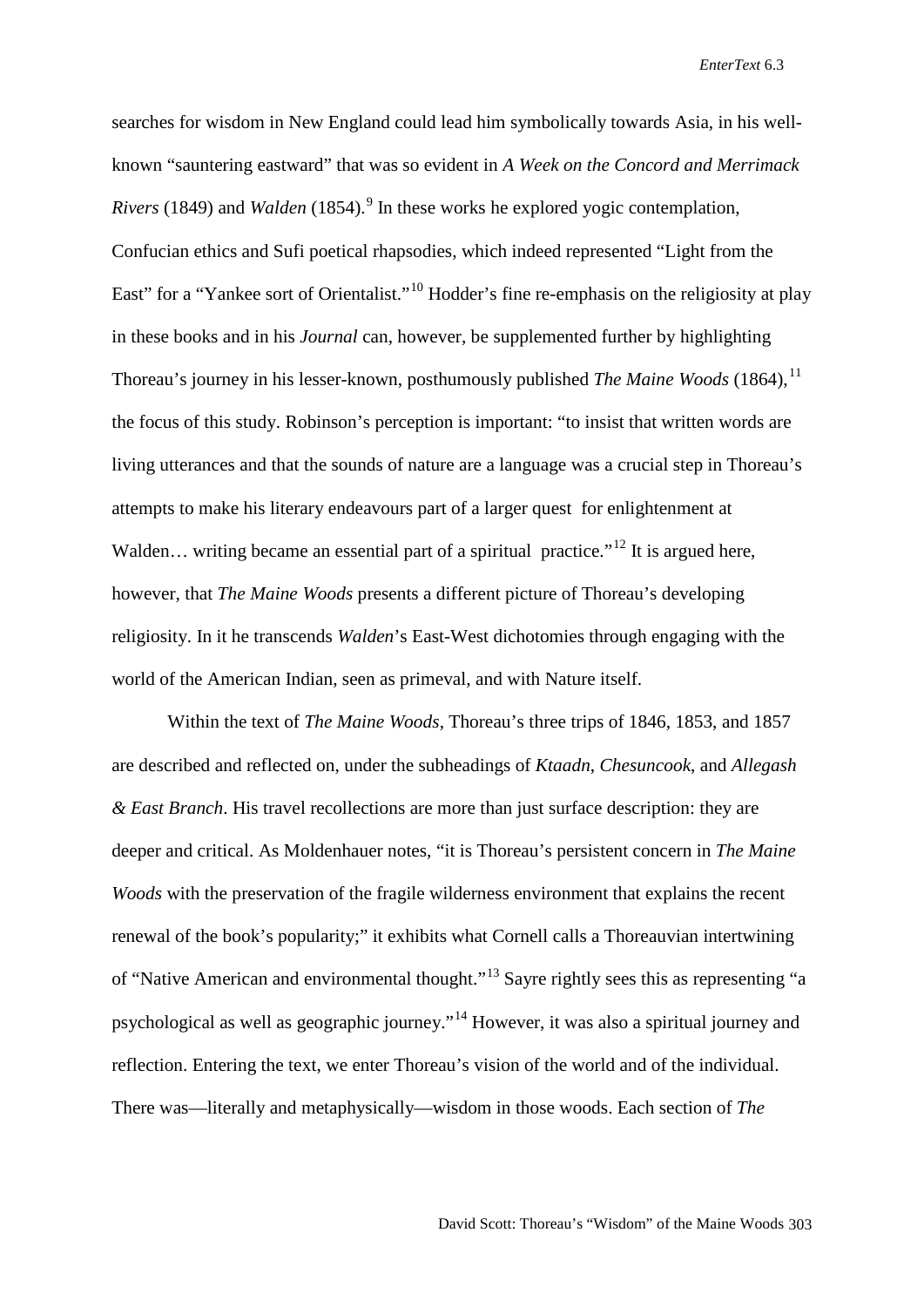searches for wisdom in New England could lead him symbolically towards Asia, in his well-known "sauntering eastward" that was so evident in *A Week on the Concord and Merrimack Rivers* (1849) and *Walden* (1854).[9] In these works he explored yogic contemplation, Confucian ethics and Sufi poetical rhapsodies, which indeed represented "Light from the East" for a "Yankee sort of Orientalist."[10] Hodder's fine re-emphasis on the religiosity at play in these books and in his *Journal* can, however, be supplemented further by highlighting Thoreau's journey in his lesser-known, posthumously published *The Maine Woods* (1864),[11] the focus of this study. Robinson's perception is important: "to insist that written words are living utterances and that the sounds of nature are a language was a crucial step in Thoreau's attempts to make his literary endeavours part of a larger quest for enlightenment at Walden… writing became an essential part of a spiritual practice."[12] It is argued here, however, that *The Maine Woods* presents a different picture of Thoreau's developing religiosity. In it he transcends *Walden*'s East-West dichotomies through engaging with the world of the American Indian, seen as primeval, and with Nature itself.

Within the text of *The Maine Woods*, Thoreau's three trips of 1846, 1853, and 1857 are described and reflected on, under the subheadings of *Ktaadn*, *Chesuncook*, and *Allegash & East Branch*. His travel recollections are more than just surface description: they are deeper and critical. As Moldenhauer notes, "it is Thoreau's persistent concern in *The Maine Woods* with the preservation of the fragile wilderness environment that explains the recent renewal of the book's popularity;" it exhibits what Cornell calls a Thoreauvian intertwining of "Native American and environmental thought."[13] Sayre rightly sees this as representing "a psychological as well as geographic journey."[14] However, it was also a spiritual journey and reflection. Entering the text, we enter Thoreau's vision of the world and of the individual. There was—literally and metaphysically—wisdom in those woods. Each section of *The*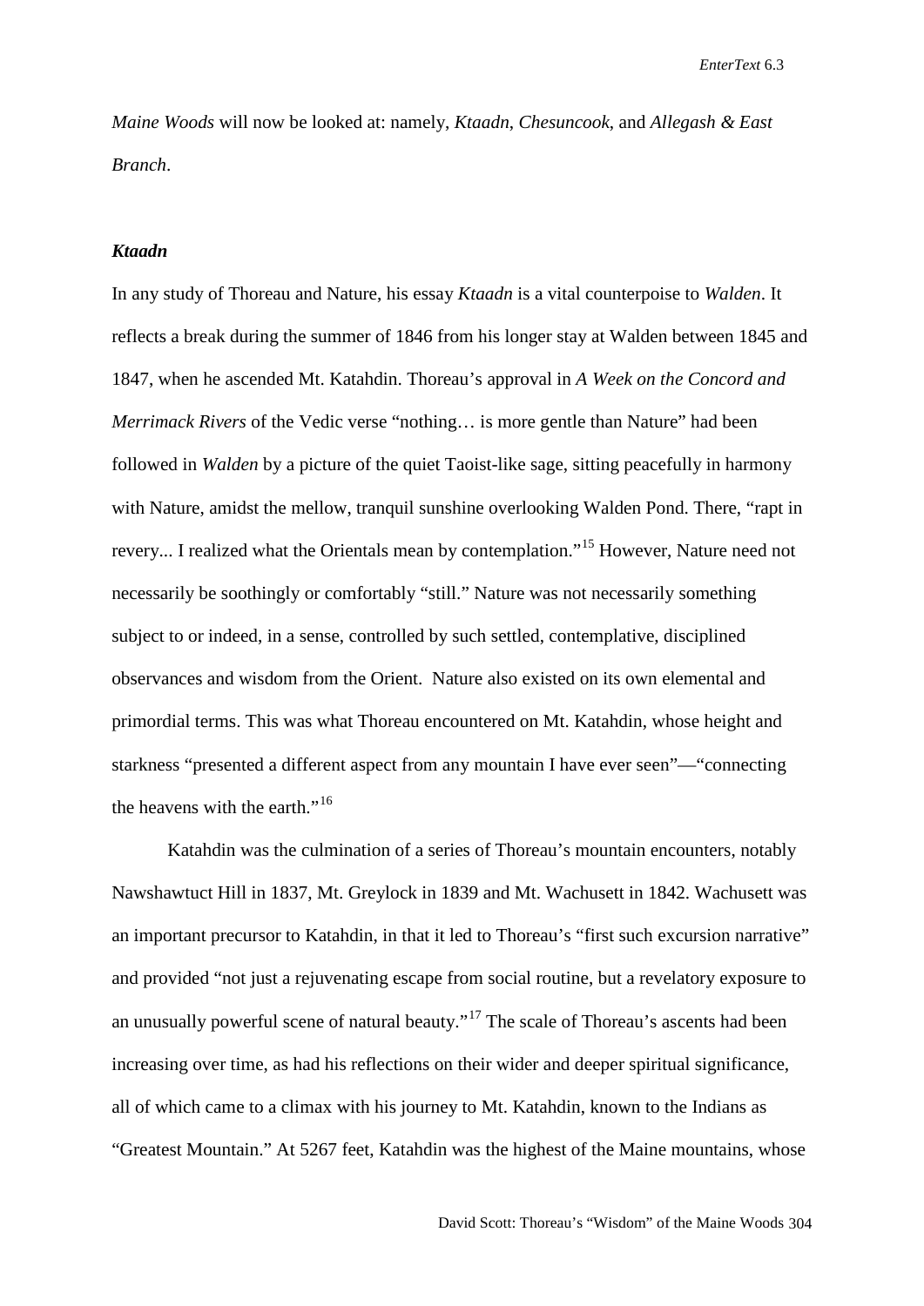*Maine Woods* will now be looked at: namely, *Ktaadn*, *Chesuncook*, and *Allegash & East Branch*.

### *Ktaadn*

In any study of Thoreau and Nature, his essay *Ktaadn* is a vital counterpoise to *Walden*. It reflects a break during the summer of 1846 from his longer stay at Walden between 1845 and 1847, when he ascended Mt. Katahdin. Thoreau's approval in *A Week on the Concord and Merrimack Rivers* of the Vedic verse "nothing… is more gentle than Nature" had been followed in *Walden* by a picture of the quiet Taoist-like sage, sitting peacefully in harmony with Nature, amidst the mellow, tranquil sunshine overlooking Walden Pond. There, "rapt in revery... I realized what the Orientals mean by contemplation."[15] However, Nature need not necessarily be soothingly or comfortably "still." Nature was not necessarily something subject to or indeed, in a sense, controlled by such settled, contemplative, disciplined observances and wisdom from the Orient. Nature also existed on its own elemental and primordial terms. This was what Thoreau encountered on Mt. Katahdin, whose height and starkness "presented a different aspect from any mountain I have ever seen"—"connecting the heavens with the earth."[16]

Katahdin was the culmination of a series of Thoreau's mountain encounters, notably Nawshawtuct Hill in 1837, Mt. Greylock in 1839 and Mt. Wachusett in 1842. Wachusett was an important precursor to Katahdin, in that it led to Thoreau's "first such excursion narrative" and provided "not just a rejuvenating escape from social routine, but a revelatory exposure to an unusually powerful scene of natural beauty."[17] The scale of Thoreau's ascents had been increasing over time, as had his reflections on their wider and deeper spiritual significance, all of which came to a climax with his journey to Mt. Katahdin, known to the Indians as "Greatest Mountain." At 5267 feet, Katahdin was the highest of the Maine mountains, whose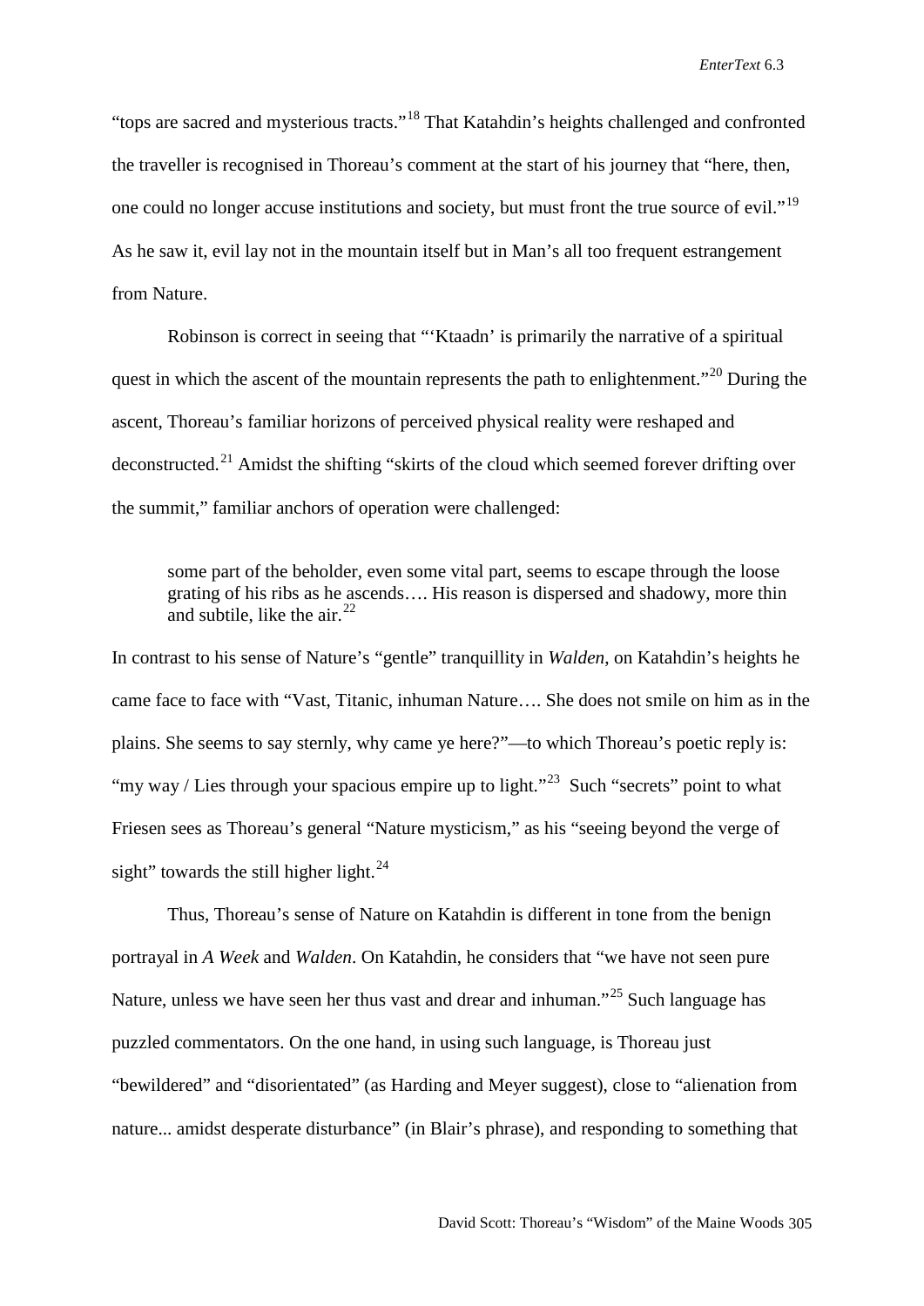"tops are sacred and mysterious tracts."[18] That Katahdin's heights challenged and confronted the traveller is recognised in Thoreau's comment at the start of his journey that "here, then, one could no longer accuse institutions and society, but must front the true source of evil."[19] As he saw it, evil lay not in the mountain itself but in Man's all too frequent estrangement from Nature.

Robinson is correct in seeing that "'Ktaadn' is primarily the narrative of a spiritual quest in which the ascent of the mountain represents the path to enlightenment."[20] During the ascent, Thoreau's familiar horizons of perceived physical reality were reshaped and deconstructed.[21] Amidst the shifting "skirts of the cloud which seemed forever drifting over the summit," familiar anchors of operation were challenged:

> some part of the beholder, even some vital part, seems to escape through the loose grating of his ribs as he ascends…. His reason is dispersed and shadowy, more thin and subtile, like the air.[22]

In contrast to his sense of Nature's "gentle" tranquillity in *Walden*, on Katahdin's heights he came face to face with "Vast, Titanic, inhuman Nature…. She does not smile on him as in the plains. She seems to say sternly, why came ye here?"—to which Thoreau's poetic reply is: "my way / Lies through your spacious empire up to light."[23] Such "secrets" point to what Friesen sees as Thoreau's general "Nature mysticism," as his "seeing beyond the verge of sight" towards the still higher light.[24]

Thus, Thoreau's sense of Nature on Katahdin is different in tone from the benign portrayal in *A Week* and *Walden*. On Katahdin, he considers that "we have not seen pure Nature, unless we have seen her thus vast and drear and inhuman."[25] Such language has puzzled commentators. On the one hand, in using such language, is Thoreau just "bewildered" and "disorientated" (as Harding and Meyer suggest), close to "alienation from nature... amidst desperate disturbance" (in Blair's phrase), and responding to something that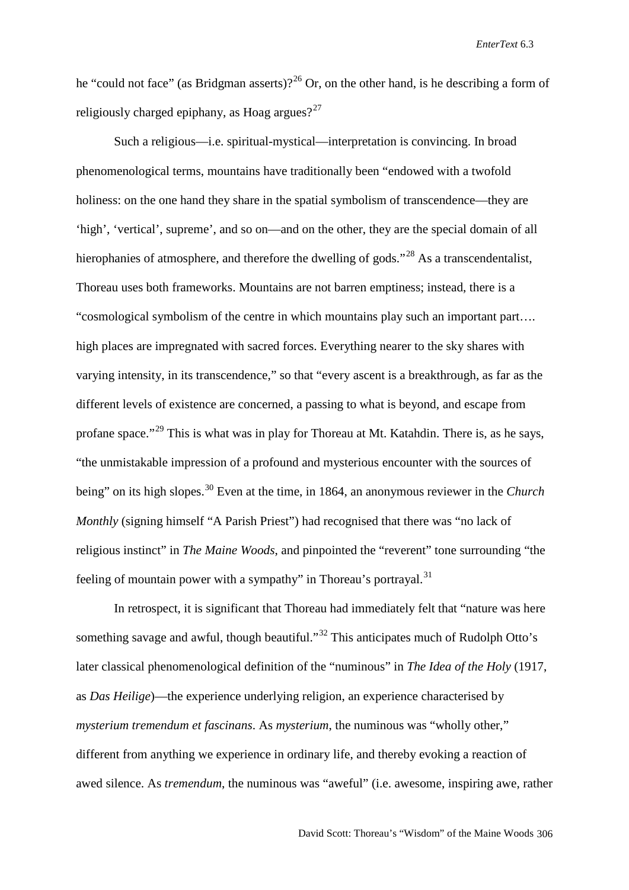he "could not face" (as Bridgman asserts)?[26] Or, on the other hand, is he describing a form of religiously charged epiphany, as Hoag argues?[27]

Such a religious—i.e. spiritual-mystical—interpretation is convincing. In broad phenomenological terms, mountains have traditionally been "endowed with a twofold holiness: on the one hand they share in the spatial symbolism of transcendence—they are 'high', 'vertical', supreme', and so on—and on the other, they are the special domain of all hierophanies of atmosphere, and therefore the dwelling of gods."[28] As a transcendentalist, Thoreau uses both frameworks. Mountains are not barren emptiness; instead, there is a "cosmological symbolism of the centre in which mountains play such an important part…. high places are impregnated with sacred forces. Everything nearer to the sky shares with varying intensity, in its transcendence," so that "every ascent is a breakthrough, as far as the different levels of existence are concerned, a passing to what is beyond, and escape from profane space."[29] This is what was in play for Thoreau at Mt. Katahdin. There is, as he says, "the unmistakable impression of a profound and mysterious encounter with the sources of being" on its high slopes.[30] Even at the time, in 1864, an anonymous reviewer in the *Church Monthly* (signing himself "A Parish Priest") had recognised that there was "no lack of religious instinct" in *The Maine Woods*, and pinpointed the "reverent" tone surrounding "the feeling of mountain power with a sympathy" in Thoreau's portrayal.[31]

In retrospect, it is significant that Thoreau had immediately felt that "nature was here something savage and awful, though beautiful."[32] This anticipates much of Rudolph Otto's later classical phenomenological definition of the "numinous" in *The Idea of the Holy* (1917, as *Das Heilige*)—the experience underlying religion, an experience characterised by *mysterium tremendum et fascinans*. As *mysterium*, the numinous was "wholly other," different from anything we experience in ordinary life, and thereby evoking a reaction of awed silence. As *tremendum*, the numinous was "aweful" (i.e. awesome, inspiring awe, rather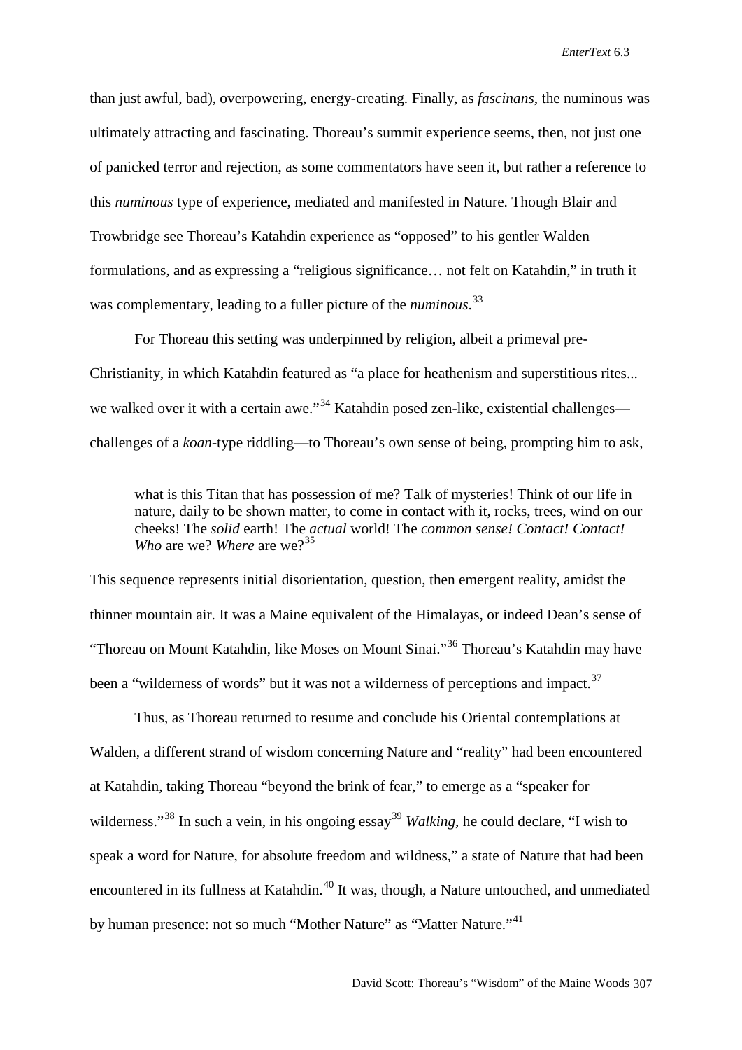than just awful, bad), overpowering, energy-creating. Finally, as *fascinans*, the numinous was ultimately attracting and fascinating. Thoreau's summit experience seems, then, not just one of panicked terror and rejection, as some commentators have seen it, but rather a reference to this *numinous* type of experience, mediated and manifested in Nature. Though Blair and Trowbridge see Thoreau's Katahdin experience as "opposed" to his gentler Walden formulations, and as expressing a "religious significance… not felt on Katahdin," in truth it was complementary, leading to a fuller picture of the *numinous*.[33]

For Thoreau this setting was underpinned by religion, albeit a primeval pre-Christianity, in which Katahdin featured as "a place for heathenism and superstitious rites... we walked over it with a certain awe."[34] Katahdin posed zen-like, existential challenges—challenges of a *koan*-type riddling—to Thoreau's own sense of being, prompting him to ask,

> what is this Titan that has possession of me? Talk of mysteries! Think of our life in nature, daily to be shown matter, to come in contact with it, rocks, trees, wind on our cheeks! The *solid* earth! The *actual* world! The *common sense! Contact! Contact! Who* are we? *Where* are we?[35]

This sequence represents initial disorientation, question, then emergent reality, amidst the thinner mountain air. It was a Maine equivalent of the Himalayas, or indeed Dean's sense of "Thoreau on Mount Katahdin, like Moses on Mount Sinai."[36] Thoreau's Katahdin may have been a "wilderness of words" but it was not a wilderness of perceptions and impact.[37]

Thus, as Thoreau returned to resume and conclude his Oriental contemplations at Walden, a different strand of wisdom concerning Nature and "reality" had been encountered at Katahdin, taking Thoreau "beyond the brink of fear," to emerge as a "speaker for wilderness."[38] In such a vein, in his ongoing essay[39] *Walking*, he could declare, "I wish to speak a word for Nature, for absolute freedom and wildness," a state of Nature that had been encountered in its fullness at Katahdin.[40] It was, though, a Nature untouched, and unmediated by human presence: not so much "Mother Nature" as "Matter Nature."[41]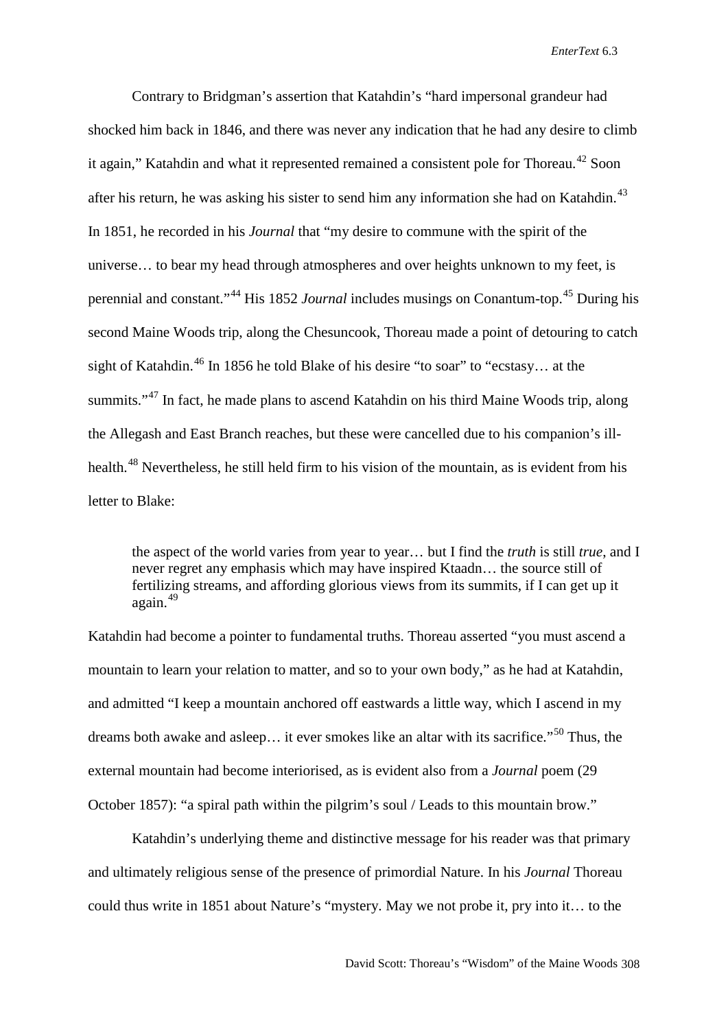Contrary to Bridgman's assertion that Katahdin's "hard impersonal grandeur had shocked him back in 1846, and there was never any indication that he had any desire to climb it again," Katahdin and what it represented remained a consistent pole for Thoreau.[42] Soon after his return, he was asking his sister to send him any information she had on Katahdin.[43] In 1851, he recorded in his *Journal* that "my desire to commune with the spirit of the universe… to bear my head through atmospheres and over heights unknown to my feet, is perennial and constant."[44] His 1852 *Journal* includes musings on Conantum-top.[45] During his second Maine Woods trip, along the Chesuncook, Thoreau made a point of detouring to catch sight of Katahdin.[46] In 1856 he told Blake of his desire "to soar" to "ecstasy… at the summits."[47] In fact, he made plans to ascend Katahdin on his third Maine Woods trip, along the Allegash and East Branch reaches, but these were cancelled due to his companion's ill-health.[48] Nevertheless, he still held firm to his vision of the mountain, as is evident from his letter to Blake:

> the aspect of the world varies from year to year… but I find the *truth* is still *true*, and I never regret any emphasis which may have inspired Ktaadn… the source still of fertilizing streams, and affording glorious views from its summits, if I can get up it again.[49]

Katahdin had become a pointer to fundamental truths. Thoreau asserted "you must ascend a mountain to learn your relation to matter, and so to your own body," as he had at Katahdin, and admitted "I keep a mountain anchored off eastwards a little way, which I ascend in my dreams both awake and asleep… it ever smokes like an altar with its sacrifice."[50] Thus, the external mountain had become interiorised, as is evident also from a *Journal* poem (29 October 1857): "a spiral path within the pilgrim's soul / Leads to this mountain brow."

Katahdin's underlying theme and distinctive message for his reader was that primary and ultimately religious sense of the presence of primordial Nature. In his *Journal* Thoreau could thus write in 1851 about Nature's "mystery. May we not probe it, pry into it… to the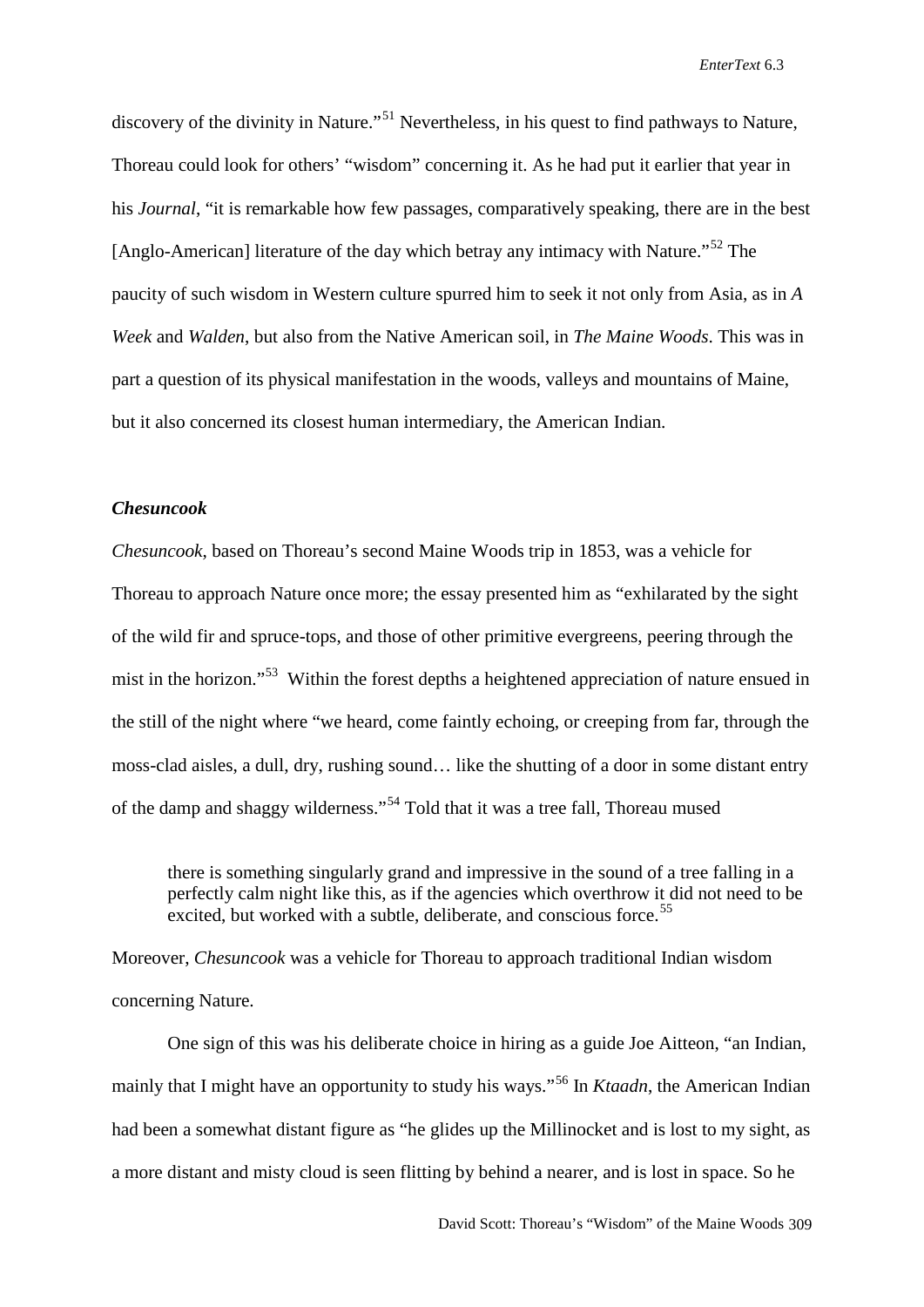discovery of the divinity in Nature."[51] Nevertheless, in his quest to find pathways to Nature, Thoreau could look for others' "wisdom" concerning it. As he had put it earlier that year in his *Journal*, "it is remarkable how few passages, comparatively speaking, there are in the best [Anglo-American] literature of the day which betray any intimacy with Nature."[52] The paucity of such wisdom in Western culture spurred him to seek it not only from Asia, as in *A Week* and *Walden*, but also from the Native American soil, in *The Maine Woods*. This was in part a question of its physical manifestation in the woods, valleys and mountains of Maine, but it also concerned its closest human intermediary, the American Indian.

### *Chesuncook*

*Chesuncook*, based on Thoreau's second Maine Woods trip in 1853, was a vehicle for Thoreau to approach Nature once more; the essay presented him as "exhilarated by the sight of the wild fir and spruce-tops, and those of other primitive evergreens, peering through the mist in the horizon."[53] Within the forest depths a heightened appreciation of nature ensued in the still of the night where "we heard, come faintly echoing, or creeping from far, through the moss-clad aisles, a dull, dry, rushing sound… like the shutting of a door in some distant entry of the damp and shaggy wilderness."[54] Told that it was a tree fall, Thoreau mused

> there is something singularly grand and impressive in the sound of a tree falling in a perfectly calm night like this, as if the agencies which overthrow it did not need to be excited, but worked with a subtle, deliberate, and conscious force.[55]

Moreover, *Chesuncook* was a vehicle for Thoreau to approach traditional Indian wisdom concerning Nature.

One sign of this was his deliberate choice in hiring as a guide Joe Aitteon, "an Indian, mainly that I might have an opportunity to study his ways."[56] In *Ktaadn*, the American Indian had been a somewhat distant figure as "he glides up the Millinocket and is lost to my sight, as a more distant and misty cloud is seen flitting by behind a nearer, and is lost in space. So he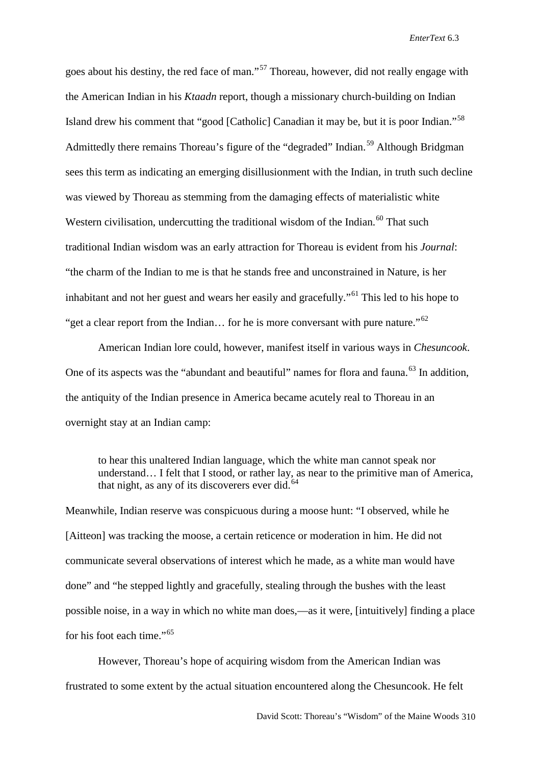goes about his destiny, the red face of man."[57] Thoreau, however, did not really engage with the American Indian in his *Ktaadn* report, though a missionary church-building on Indian Island drew his comment that "good [Catholic] Canadian it may be, but it is poor Indian."[58] Admittedly there remains Thoreau's figure of the "degraded" Indian.[59] Although Bridgman sees this term as indicating an emerging disillusionment with the Indian, in truth such decline was viewed by Thoreau as stemming from the damaging effects of materialistic white Western civilisation, undercutting the traditional wisdom of the Indian.[60] That such traditional Indian wisdom was an early attraction for Thoreau is evident from his *Journal*: "the charm of the Indian to me is that he stands free and unconstrained in Nature, is her inhabitant and not her guest and wears her easily and gracefully."[61] This led to his hope to "get a clear report from the Indian… for he is more conversant with pure nature."[62]

American Indian lore could, however, manifest itself in various ways in *Chesuncook*. One of its aspects was the "abundant and beautiful" names for flora and fauna.[63] In addition, the antiquity of the Indian presence in America became acutely real to Thoreau in an overnight stay at an Indian camp:

> to hear this unaltered Indian language, which the white man cannot speak nor understand… I felt that I stood, or rather lay, as near to the primitive man of America, that night, as any of its discoverers ever did.[64]

Meanwhile, Indian reserve was conspicuous during a moose hunt: "I observed, while he [Aitteon] was tracking the moose, a certain reticence or moderation in him. He did not communicate several observations of interest which he made, as a white man would have done" and "he stepped lightly and gracefully, stealing through the bushes with the least possible noise, in a way in which no white man does,—as it were, [intuitively] finding a place for his foot each time."[65]

However, Thoreau's hope of acquiring wisdom from the American Indian was frustrated to some extent by the actual situation encountered along the Chesuncook. He felt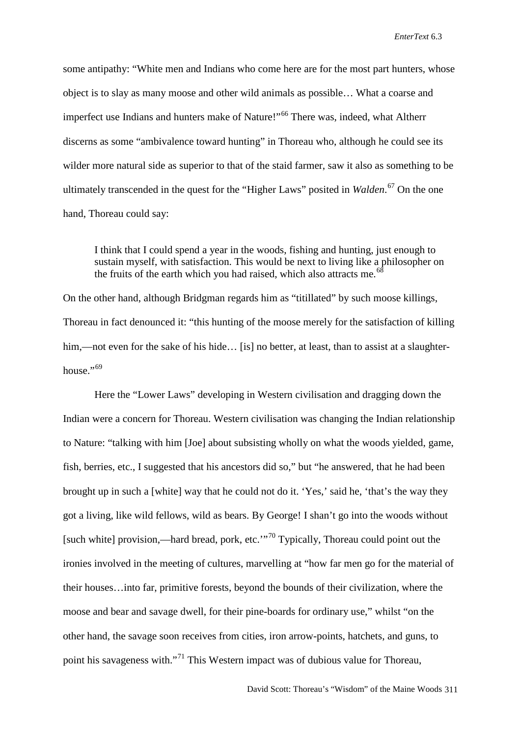some antipathy: "White men and Indians who come here are for the most part hunters, whose object is to slay as many moose and other wild animals as possible… What a coarse and imperfect use Indians and hunters make of Nature!"[66] There was, indeed, what Altherr discerns as some "ambivalence toward hunting" in Thoreau who, although he could see its wilder more natural side as superior to that of the staid farmer, saw it also as something to be ultimately transcended in the quest for the "Higher Laws" posited in *Walden*.[67] On the one hand, Thoreau could say:

> I think that I could spend a year in the woods, fishing and hunting, just enough to sustain myself, with satisfaction. This would be next to living like a philosopher on the fruits of the earth which you had raised, which also attracts me.[68]

On the other hand, although Bridgman regards him as "titillated" by such moose killings, Thoreau in fact denounced it: "this hunting of the moose merely for the satisfaction of killing him,—not even for the sake of his hide… [is] no better, at least, than to assist at a slaughter-house."[69]

Here the "Lower Laws" developing in Western civilisation and dragging down the Indian were a concern for Thoreau. Western civilisation was changing the Indian relationship to Nature: "talking with him [Joe] about subsisting wholly on what the woods yielded, game, fish, berries, etc., I suggested that his ancestors did so," but "he answered, that he had been brought up in such a [white] way that he could not do it. 'Yes,' said he, 'that's the way they got a living, like wild fellows, wild as bears. By George! I shan't go into the woods without [such white] provision,—hard bread, pork, etc.'"[70] Typically, Thoreau could point out the ironies involved in the meeting of cultures, marvelling at "how far men go for the material of their houses…into far, primitive forests, beyond the bounds of their civilization, where the moose and bear and savage dwell, for their pine-boards for ordinary use," whilst "on the other hand, the savage soon receives from cities, iron arrow-points, hatchets, and guns, to point his savageness with."[71] This Western impact was of dubious value for Thoreau,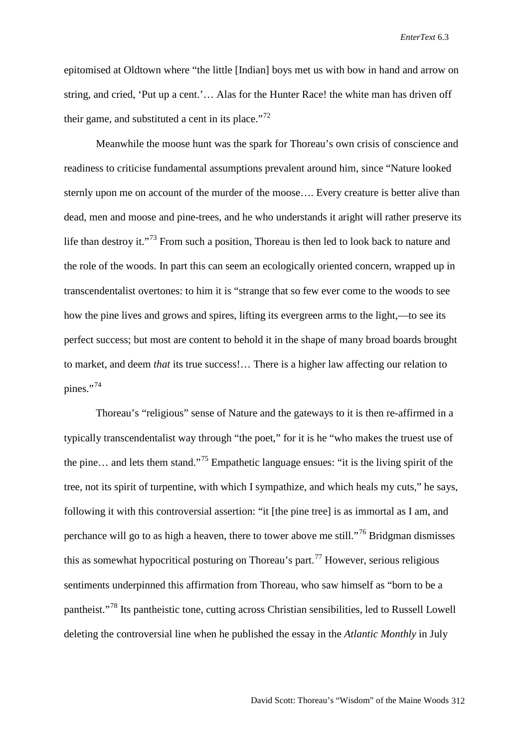epitomised at Oldtown where "the little [Indian] boys met us with bow in hand and arrow on string, and cried, 'Put up a cent.'… Alas for the Hunter Race! the white man has driven off their game, and substituted a cent in its place."[72]

Meanwhile the moose hunt was the spark for Thoreau's own crisis of conscience and readiness to criticise fundamental assumptions prevalent around him, since "Nature looked sternly upon me on account of the murder of the moose…. Every creature is better alive than dead, men and moose and pine-trees, and he who understands it aright will rather preserve its life than destroy it."[73] From such a position, Thoreau is then led to look back to nature and the role of the woods. In part this can seem an ecologically oriented concern, wrapped up in transcendentalist overtones: to him it is "strange that so few ever come to the woods to see how the pine lives and grows and spires, lifting its evergreen arms to the light,—to see its perfect success; but most are content to behold it in the shape of many broad boards brought to market, and deem *that* its true success!… There is a higher law affecting our relation to pines."[74]

Thoreau's "religious" sense of Nature and the gateways to it is then re-affirmed in a typically transcendentalist way through "the poet," for it is he "who makes the truest use of the pine… and lets them stand."[75] Empathetic language ensues: "it is the living spirit of the tree, not its spirit of turpentine, with which I sympathize, and which heals my cuts," he says, following it with this controversial assertion: "it [the pine tree] is as immortal as I am, and perchance will go to as high a heaven, there to tower above me still."[76] Bridgman dismisses this as somewhat hypocritical posturing on Thoreau's part.[77] However, serious religious sentiments underpinned this affirmation from Thoreau, who saw himself as "born to be a pantheist."[78] Its pantheistic tone, cutting across Christian sensibilities, led to Russell Lowell deleting the controversial line when he published the essay in the *Atlantic Monthly* in July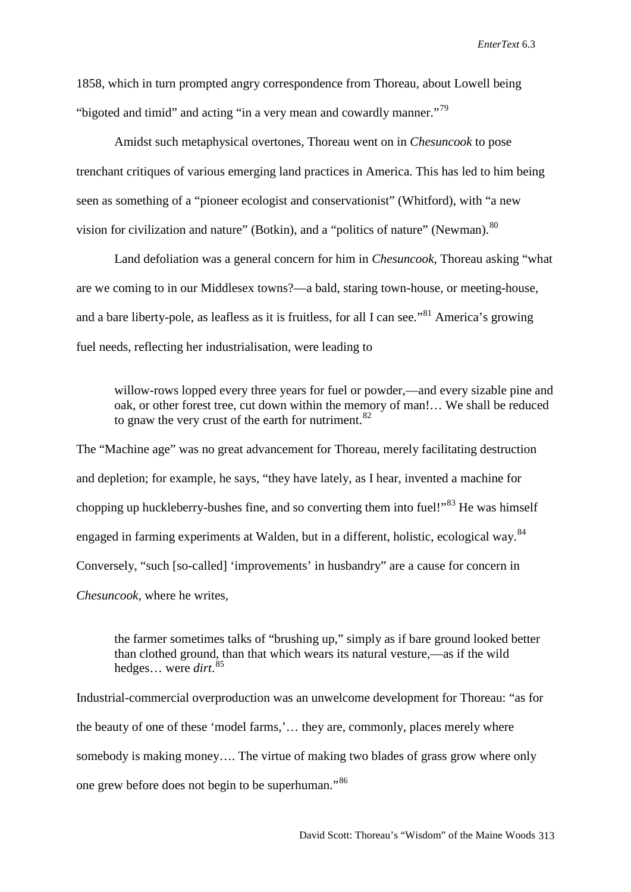1858, which in turn prompted angry correspondence from Thoreau, about Lowell being "bigoted and timid" and acting "in a very mean and cowardly manner."[79]

Amidst such metaphysical overtones, Thoreau went on in *Chesuncook* to pose trenchant critiques of various emerging land practices in America. This has led to him being seen as something of a "pioneer ecologist and conservationist" (Whitford), with "a new vision for civilization and nature" (Botkin), and a "politics of nature" (Newman).[80]

Land defoliation was a general concern for him in *Chesuncook*, Thoreau asking "what are we coming to in our Middlesex towns?—a bald, staring town-house, or meeting-house, and a bare liberty-pole, as leafless as it is fruitless, for all I can see."[81] America's growing fuel needs, reflecting her industrialisation, were leading to

> willow-rows lopped every three years for fuel or powder,—and every sizable pine and oak, or other forest tree, cut down within the memory of man!… We shall be reduced to gnaw the very crust of the earth for nutriment.[82]

The "Machine age" was no great advancement for Thoreau, merely facilitating destruction and depletion; for example, he says, "they have lately, as I hear, invented a machine for chopping up huckleberry-bushes fine, and so converting them into fuel!"[83] He was himself engaged in farming experiments at Walden, but in a different, holistic, ecological way.[84] Conversely, "such [so-called] 'improvements' in husbandry" are a cause for concern in *Chesuncook*, where he writes,

> the farmer sometimes talks of "brushing up," simply as if bare ground looked better than clothed ground, than that which wears its natural vesture,—as if the wild hedges… were *dirt*.[85]

Industrial-commercial overproduction was an unwelcome development for Thoreau: "as for the beauty of one of these 'model farms,'… they are, commonly, places merely where somebody is making money…. The virtue of making two blades of grass grow where only one grew before does not begin to be superhuman."[86]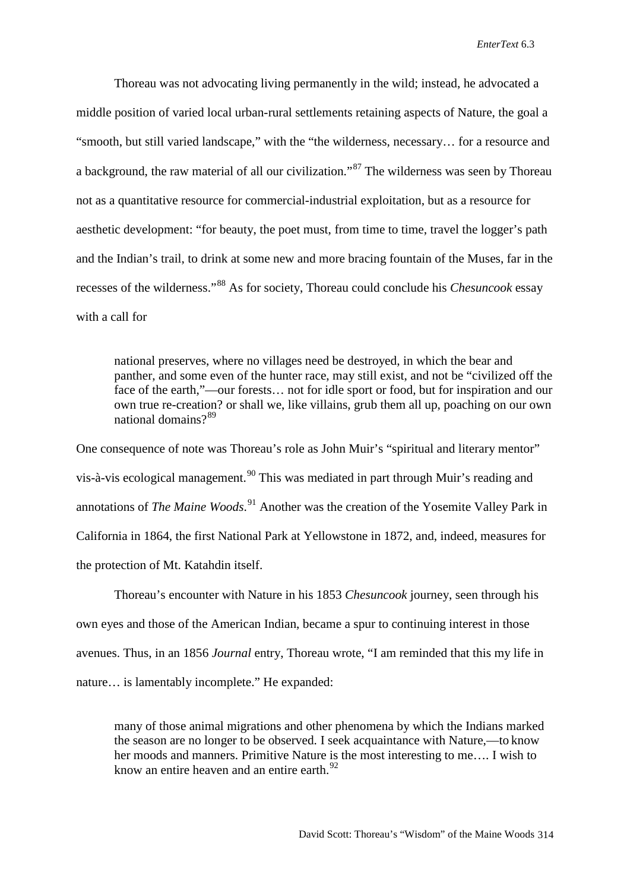Thoreau was not advocating living permanently in the wild; instead, he advocated a middle position of varied local urban-rural settlements retaining aspects of Nature, the goal a "smooth, but still varied landscape," with the "the wilderness, necessary… for a resource and a background, the raw material of all our civilization."[87] The wilderness was seen by Thoreau not as a quantitative resource for commercial-industrial exploitation, but as a resource for aesthetic development: "for beauty, the poet must, from time to time, travel the logger's path and the Indian's trail, to drink at some new and more bracing fountain of the Muses, far in the recesses of the wilderness."[88] As for society, Thoreau could conclude his *Chesuncook* essay with a call for

> national preserves, where no villages need be destroyed, in which the bear and panther, and some even of the hunter race, may still exist, and not be "civilized off the face of the earth,"—our forests… not for idle sport or food, but for inspiration and our own true re-creation? or shall we, like villains, grub them all up, poaching on our own national domains?[89]

One consequence of note was Thoreau's role as John Muir's "spiritual and literary mentor" vis-à-vis ecological management.[90] This was mediated in part through Muir's reading and annotations of *The Maine Woods*.[91] Another was the creation of the Yosemite Valley Park in California in 1864, the first National Park at Yellowstone in 1872, and, indeed, measures for the protection of Mt. Katahdin itself.

Thoreau's encounter with Nature in his 1853 *Chesuncook* journey, seen through his own eyes and those of the American Indian, became a spur to continuing interest in those avenues. Thus, in an 1856 *Journal* entry, Thoreau wrote, "I am reminded that this my life in nature… is lamentably incomplete." He expanded:

> many of those animal migrations and other phenomena by which the Indians marked the season are no longer to be observed. I seek acquaintance with Nature,—to know her moods and manners. Primitive Nature is the most interesting to me…. I wish to know an entire heaven and an entire earth.[92]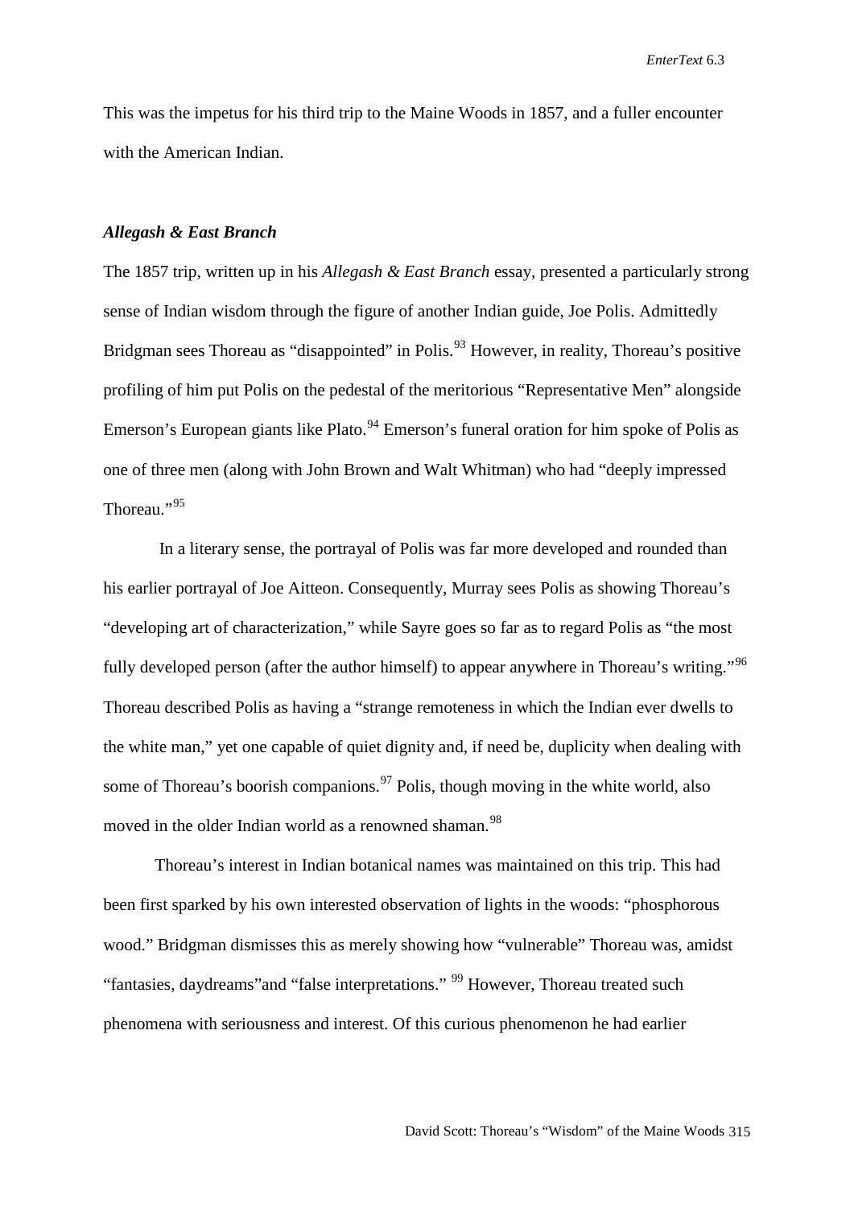This was the impetus for his third trip to the Maine Woods in 1857, and a fuller encounter with the American Indian.

### *Allegash & East Branch*

The 1857 trip, written up in his *Allegash & East Branch* essay, presented a particularly strong sense of Indian wisdom through the figure of another Indian guide, Joe Polis. Admittedly Bridgman sees Thoreau as "disappointed" in Polis.[93] However, in reality, Thoreau's positive profiling of him put Polis on the pedestal of the meritorious "Representative Men" alongside Emerson's European giants like Plato.[94] Emerson's funeral oration for him spoke of Polis as one of three men (along with John Brown and Walt Whitman) who had "deeply impressed Thoreau."[95]

In a literary sense, the portrayal of Polis was far more developed and rounded than his earlier portrayal of Joe Aitteon. Consequently, Murray sees Polis as showing Thoreau's "developing art of characterization," while Sayre goes so far as to regard Polis as "the most fully developed person (after the author himself) to appear anywhere in Thoreau's writing."[96] Thoreau described Polis as having a "strange remoteness in which the Indian ever dwells to the white man," yet one capable of quiet dignity and, if need be, duplicity when dealing with some of Thoreau's boorish companions.[97] Polis, though moving in the white world, also moved in the older Indian world as a renowned shaman.[98]

Thoreau's interest in Indian botanical names was maintained on this trip. This had been first sparked by his own interested observation of lights in the woods: "phosphorous wood." Bridgman dismisses this as merely showing how "vulnerable" Thoreau was, amidst "fantasies, daydreams"and "false interpretations." [99] However, Thoreau treated such phenomena with seriousness and interest. Of this curious phenomenon he had earlier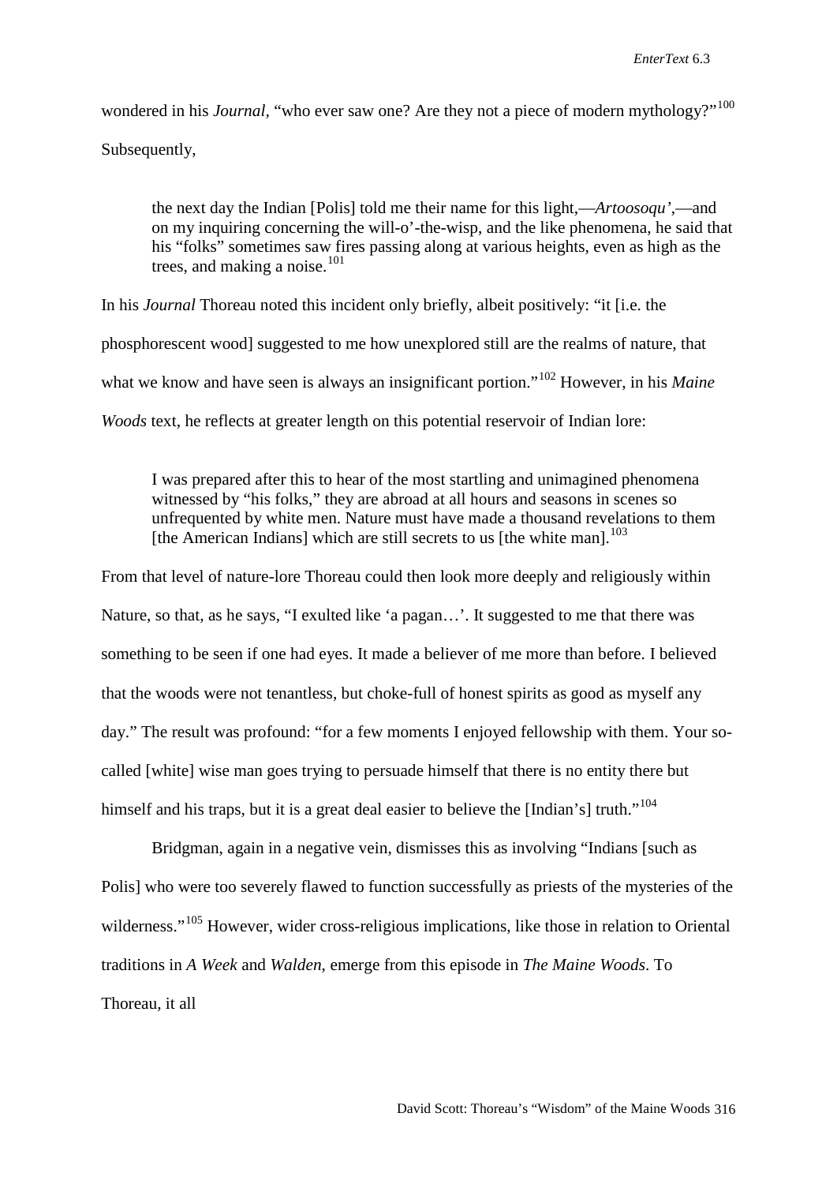wondered in his *Journal*, "who ever saw one? Are they not a piece of modern mythology?"[100] Subsequently,

> the next day the Indian [Polis] told me their name for this light,—*Artoosoqu'*,—and on my inquiring concerning the will-o'-the-wisp, and the like phenomena, he said that his "folks" sometimes saw fires passing along at various heights, even as high as the trees, and making a noise.[101]

In his *Journal* Thoreau noted this incident only briefly, albeit positively: "it [i.e. the phosphorescent wood] suggested to me how unexplored still are the realms of nature, that what we know and have seen is always an insignificant portion."[102] However, in his *Maine Woods* text, he reflects at greater length on this potential reservoir of Indian lore:

> I was prepared after this to hear of the most startling and unimagined phenomena witnessed by "his folks," they are abroad at all hours and seasons in scenes so unfrequented by white men. Nature must have made a thousand revelations to them [the American Indians] which are still secrets to us [the white man].[103]

From that level of nature-lore Thoreau could then look more deeply and religiously within Nature, so that, as he says, "I exulted like 'a pagan…'. It suggested to me that there was something to be seen if one had eyes. It made a believer of me more than before. I believed that the woods were not tenantless, but choke-full of honest spirits as good as myself any day." The result was profound: "for a few moments I enjoyed fellowship with them. Your so-called [white] wise man goes trying to persuade himself that there is no entity there but himself and his traps, but it is a great deal easier to believe the [Indian's] truth."[104]

Bridgman, again in a negative vein, dismisses this as involving "Indians [such as Polis] who were too severely flawed to function successfully as priests of the mysteries of the wilderness."[105] However, wider cross-religious implications, like those in relation to Oriental traditions in *A Week* and *Walden*, emerge from this episode in *The Maine Woods*. To Thoreau, it all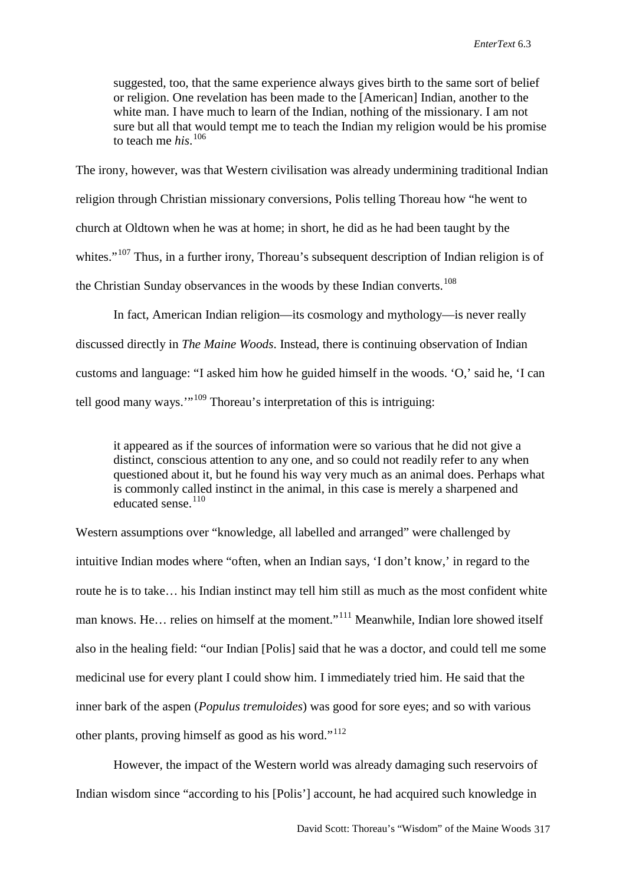> suggested, too, that the same experience always gives birth to the same sort of belief or religion. One revelation has been made to the [American] Indian, another to the white man. I have much to learn of the Indian, nothing of the missionary. I am not sure but all that would tempt me to teach the Indian my religion would be his promise to teach me *his*.[106]

The irony, however, was that Western civilisation was already undermining traditional Indian religion through Christian missionary conversions, Polis telling Thoreau how "he went to church at Oldtown when he was at home; in short, he did as he had been taught by the whites."[107] Thus, in a further irony, Thoreau's subsequent description of Indian religion is of the Christian Sunday observances in the woods by these Indian converts.[108]

In fact, American Indian religion—its cosmology and mythology—is never really discussed directly in *The Maine Woods*. Instead, there is continuing observation of Indian customs and language: "I asked him how he guided himself in the woods. 'O,' said he, 'I can tell good many ways.'"[109] Thoreau's interpretation of this is intriguing:

> it appeared as if the sources of information were so various that he did not give a distinct, conscious attention to any one, and so could not readily refer to any when questioned about it, but he found his way very much as an animal does. Perhaps what is commonly called instinct in the animal, in this case is merely a sharpened and educated sense.[110]

Western assumptions over "knowledge, all labelled and arranged" were challenged by intuitive Indian modes where "often, when an Indian says, 'I don't know,' in regard to the route he is to take… his Indian instinct may tell him still as much as the most confident white man knows. He… relies on himself at the moment."[111] Meanwhile, Indian lore showed itself also in the healing field: "our Indian [Polis] said that he was a doctor, and could tell me some medicinal use for every plant I could show him. I immediately tried him. He said that the inner bark of the aspen (*Populus tremuloides*) was good for sore eyes; and so with various other plants, proving himself as good as his word."[112]

However, the impact of the Western world was already damaging such reservoirs of Indian wisdom since "according to his [Polis'] account, he had acquired such knowledge in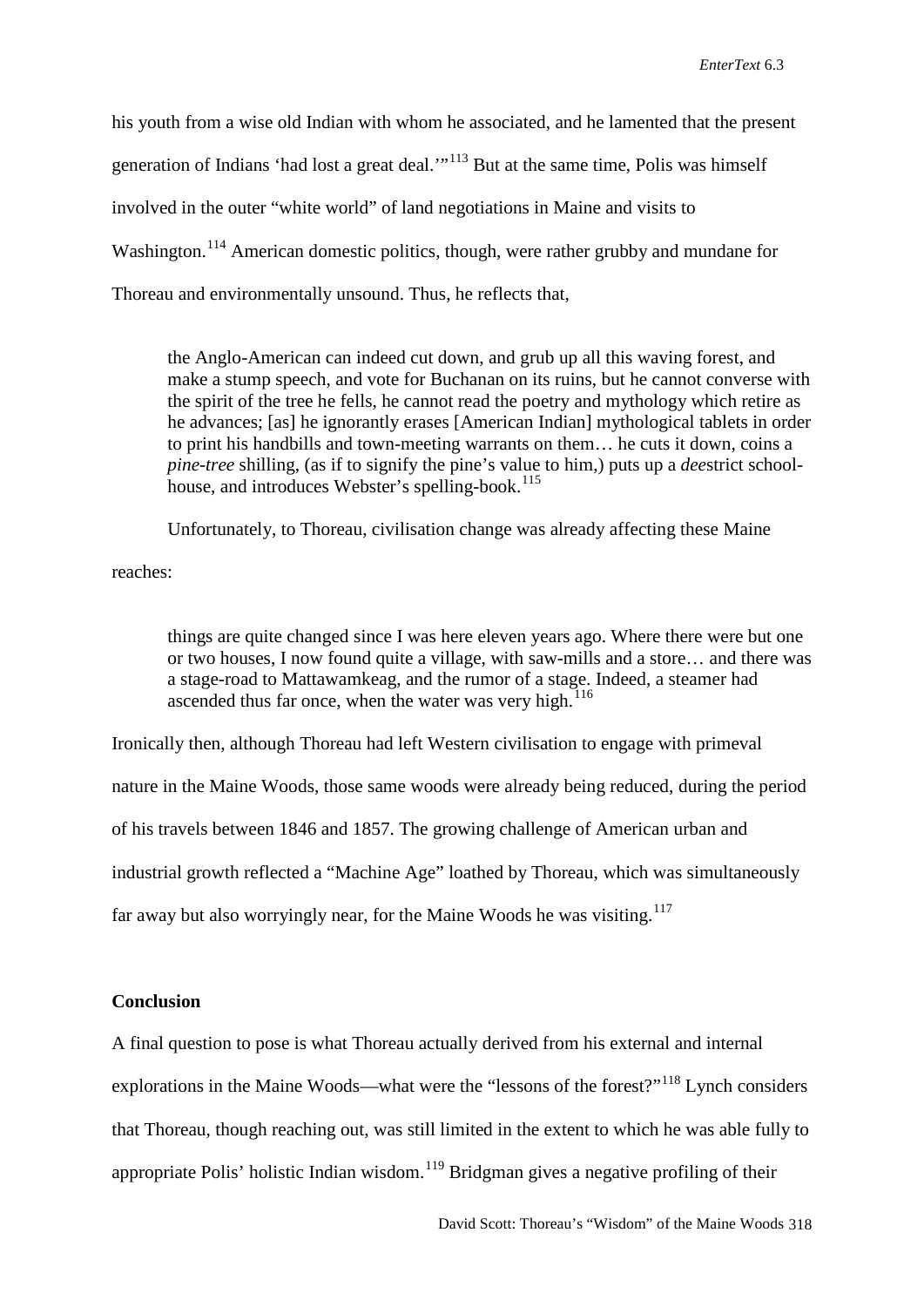his youth from a wise old Indian with whom he associated, and he lamented that the present generation of Indians 'had lost a great deal.'"[113] But at the same time, Polis was himself involved in the outer "white world" of land negotiations in Maine and visits to Washington.[114] American domestic politics, though, were rather grubby and mundane for Thoreau and environmentally unsound. Thus, he reflects that,

> the Anglo-American can indeed cut down, and grub up all this waving forest, and make a stump speech, and vote for Buchanan on its ruins, but he cannot converse with the spirit of the tree he fells, he cannot read the poetry and mythology which retire as he advances; [as] he ignorantly erases [American Indian] mythological tablets in order to print his handbills and town-meeting warrants on them… he cuts it down, coins a *pine-tree* shilling, (as if to signify the pine's value to him,) puts up a *dee*strict school-house, and introduces Webster's spelling-book.[115]

Unfortunately, to Thoreau, civilisation change was already affecting these Maine reaches:

> things are quite changed since I was here eleven years ago. Where there were but one or two houses, I now found quite a village, with saw-mills and a store… and there was a stage-road to Mattawamkeag, and the rumor of a stage. Indeed, a steamer had ascended thus far once, when the water was very high.[116]

Ironically then, although Thoreau had left Western civilisation to engage with primeval nature in the Maine Woods, those same woods were already being reduced, during the period of his travels between 1846 and 1857. The growing challenge of American urban and industrial growth reflected a "Machine Age" loathed by Thoreau, which was simultaneously far away but also worryingly near, for the Maine Woods he was visiting.[117]

**Conclusion**

A final question to pose is what Thoreau actually derived from his external and internal explorations in the Maine Woods—what were the "lessons of the forest?"[118] Lynch considers that Thoreau, though reaching out, was still limited in the extent to which he was able fully to appropriate Polis' holistic Indian wisdom.[119] Bridgman gives a negative profiling of their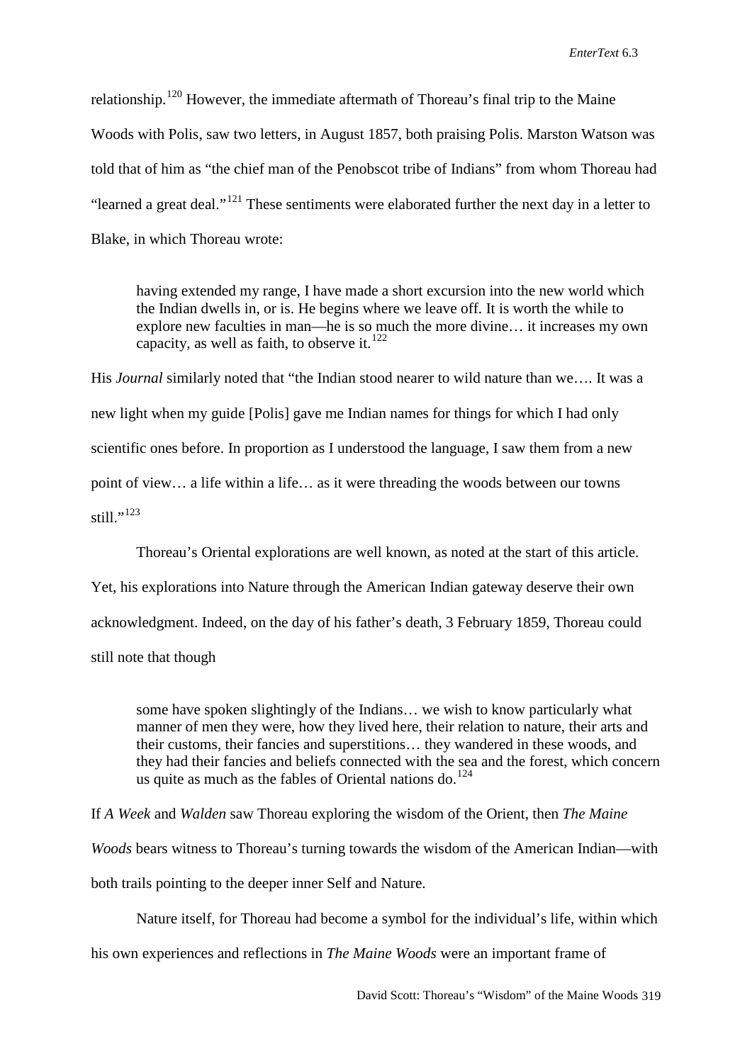relationship.[120] However, the immediate aftermath of Thoreau's final trip to the Maine Woods with Polis, saw two letters, in August 1857, both praising Polis. Marston Watson was told that of him as "the chief man of the Penobscot tribe of Indians" from whom Thoreau had "learned a great deal."[121] These sentiments were elaborated further the next day in a letter to Blake, in which Thoreau wrote:

> having extended my range, I have made a short excursion into the new world which the Indian dwells in, or is. He begins where we leave off. It is worth the while to explore new faculties in man—he is so much the more divine… it increases my own capacity, as well as faith, to observe it.[122]

His *Journal* similarly noted that "the Indian stood nearer to wild nature than we…. It was a new light when my guide [Polis] gave me Indian names for things for which I had only scientific ones before. In proportion as I understood the language, I saw them from a new point of view… a life within a life… as it were threading the woods between our towns still."[123]

Thoreau's Oriental explorations are well known, as noted at the start of this article. Yet, his explorations into Nature through the American Indian gateway deserve their own acknowledgment. Indeed, on the day of his father's death, 3 February 1859, Thoreau could still note that though

> some have spoken slightingly of the Indians… we wish to know particularly what manner of men they were, how they lived here, their relation to nature, their arts and their customs, their fancies and superstitions… they wandered in these woods, and they had their fancies and beliefs connected with the sea and the forest, which concern us quite as much as the fables of Oriental nations do.[124]

If *A Week* and *Walden* saw Thoreau exploring the wisdom of the Orient, then *The Maine Woods* bears witness to Thoreau's turning towards the wisdom of the American Indian—with both trails pointing to the deeper inner Self and Nature.

Nature itself, for Thoreau had become a symbol for the individual's life, within which his own experiences and reflections in *The Maine Woods* were an important frame of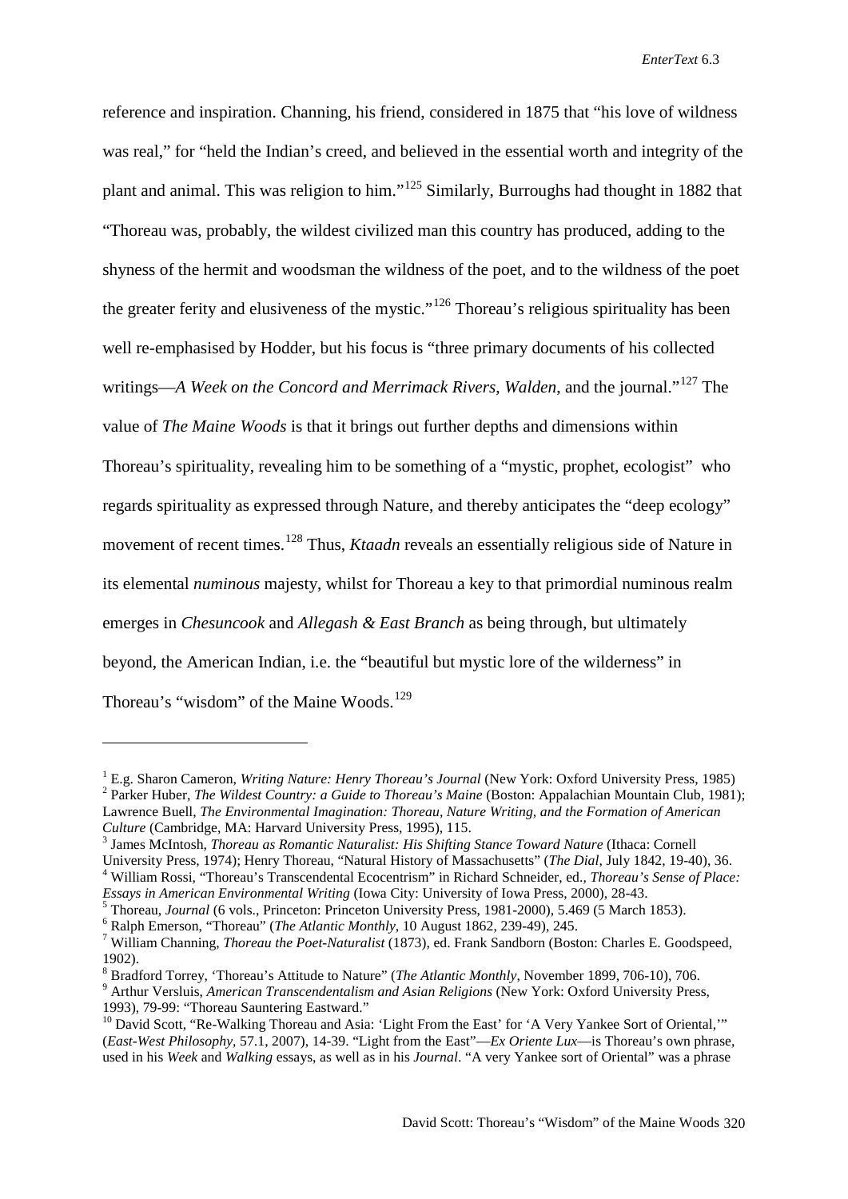reference and inspiration. Channing, his friend, considered in 1875 that "his love of wildness was real," for "held the Indian's creed, and believed in the essential worth and integrity of the plant and animal. This was religion to him."[125] Similarly, Burroughs had thought in 1882 that "Thoreau was, probably, the wildest civilized man this country has produced, adding to the shyness of the hermit and woodsman the wildness of the poet, and to the wildness of the poet the greater ferity and elusiveness of the mystic."[126] Thoreau's religious spirituality has been well re-emphasised by Hodder, but his focus is "three primary documents of his collected writings—*A Week on the Concord and Merrimack Rivers*, *Walden*, and the journal."[127] The value of *The Maine Woods* is that it brings out further depths and dimensions within Thoreau's spirituality, revealing him to be something of a "mystic, prophet, ecologist" who regards spirituality as expressed through Nature, and thereby anticipates the "deep ecology" movement of recent times.[128] Thus, *Ktaadn* reveals an essentially religious side of Nature in its elemental *numinous* majesty, whilst for Thoreau a key to that primordial numinous realm emerges in *Chesuncook* and *Allegash & East Branch* as being through, but ultimately beyond, the American Indian, i.e. the "beautiful but mystic lore of the wilderness" in Thoreau's "wisdom" of the Maine Woods.[129]

---

[1] E.g. Sharon Cameron, *Writing Nature: Henry Thoreau's Journal* (New York: Oxford University Press, 1985)

[2] Parker Huber, *The Wildest Country: a Guide to Thoreau's Maine* (Boston: Appalachian Mountain Club, 1981); Lawrence Buell, *The Environmental Imagination: Thoreau, Nature Writing, and the Formation of American Culture* (Cambridge, MA: Harvard University Press, 1995), 115.

[3] James McIntosh, *Thoreau as Romantic Naturalist: His Shifting Stance Toward Nature* (Ithaca: Cornell University Press, 1974); Henry Thoreau, "Natural History of Massachusetts" (*The Dial*, July 1842, 19-40), 36.

[4] William Rossi, "Thoreau's Transcendental Ecocentrism" in Richard Schneider, ed., *Thoreau's Sense of Place: Essays in American Environmental Writing* (Iowa City: University of Iowa Press, 2000), 28-43.

[5] Thoreau, *Journal* (6 vols., Princeton: Princeton University Press, 1981-2000), 5.469 (5 March 1853).

[6] Ralph Emerson, "Thoreau" (*The Atlantic Monthly*, 10 August 1862, 239-49), 245.

[7] William Channing, *Thoreau the Poet-Naturalist* (1873), ed. Frank Sandborn (Boston: Charles E. Goodspeed, 1902).

[8] Bradford Torrey, 'Thoreau's Attitude to Nature" (*The Atlantic Monthly*, November 1899, 706-10), 706.

[9] Arthur Versluis, *American Transcendentalism and Asian Religions* (New York: Oxford University Press, 1993), 79-99: "Thoreau Sauntering Eastward."

[10] David Scott, "Re-Walking Thoreau and Asia: 'Light From the East' for 'A Very Yankee Sort of Oriental,'" (*East-West Philosophy*, 57.1, 2007), 14-39. "Light from the East"—*Ex Oriente Lux*—is Thoreau's own phrase, used in his *Week* and *Walking* essays, as well as in his *Journal*. "A very Yankee sort of Oriental" was a phrase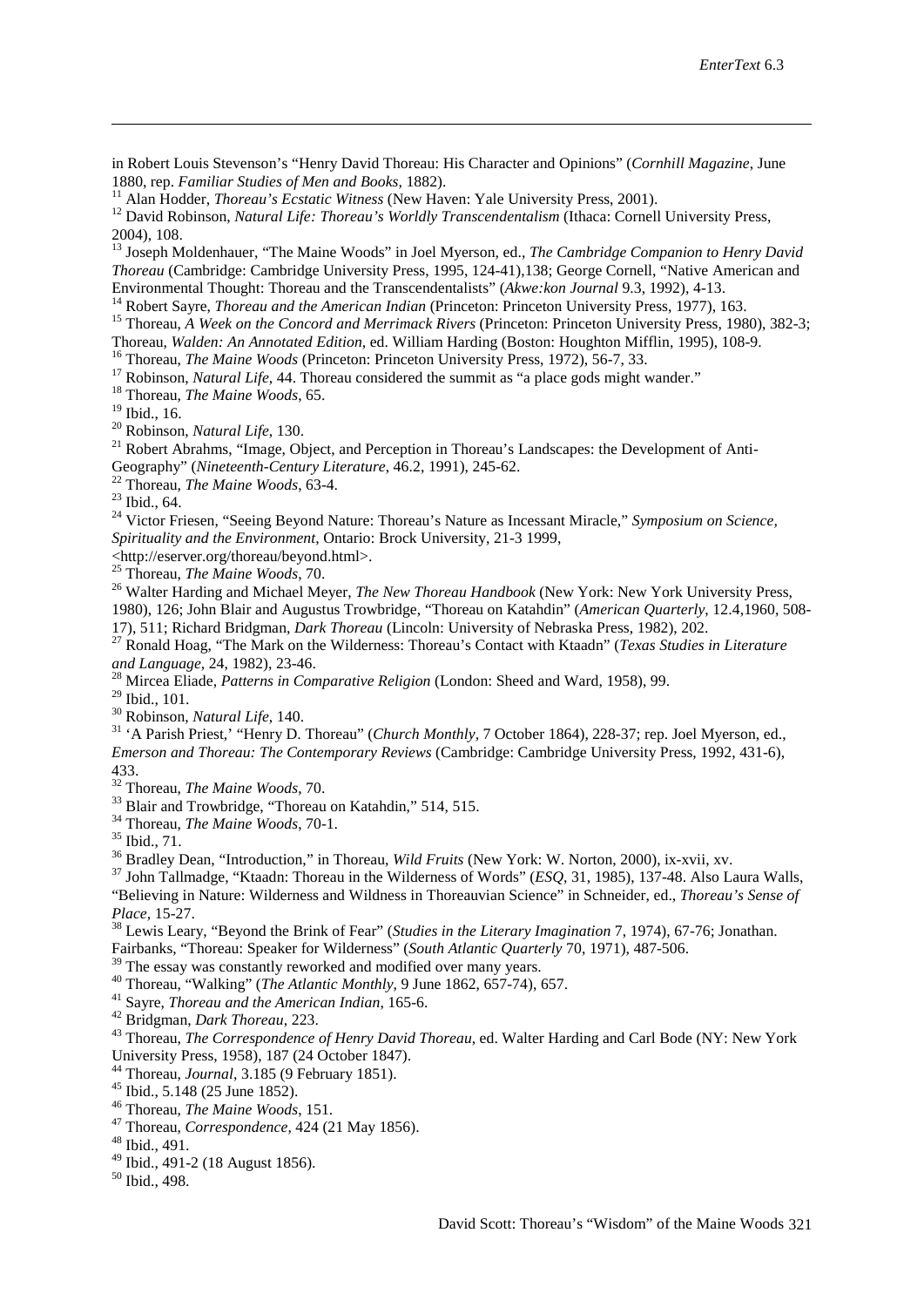in Robert Louis Stevenson's "Henry David Thoreau: His Character and Opinions" (*Cornhill Magazine*, June 1880, rep. *Familiar Studies of Men and Books*, 1882).

[11] Alan Hodder, *Thoreau's Ecstatic Witness* (New Haven: Yale University Press, 2001).

[12] David Robinson, *Natural Life: Thoreau's Worldly Transcendentalism* (Ithaca: Cornell University Press, 2004), 108.

[13] Joseph Moldenhauer, "The Maine Woods" in Joel Myerson, ed., *The Cambridge Companion to Henry David Thoreau* (Cambridge: Cambridge University Press, 1995, 124-41),138; George Cornell, "Native American and Environmental Thought: Thoreau and the Transcendentalists" (*Akwe:kon Journal* 9.3, 1992), 4-13.

[14] Robert Sayre, *Thoreau and the American Indian* (Princeton: Princeton University Press, 1977), 163.

[15] Thoreau, *A Week on the Concord and Merrimack Rivers* (Princeton: Princeton University Press, 1980), 382-3; Thoreau, *Walden: An Annotated Edition*, ed. William Harding (Boston: Houghton Mifflin, 1995), 108-9.

[16] Thoreau, *The Maine Woods* (Princeton: Princeton University Press, 1972), 56-7, 33.

[17] Robinson, *Natural Life*, 44. Thoreau considered the summit as "a place gods might wander."

[18] Thoreau, *The Maine Woods*, 65.

[19] Ibid., 16.

[20] Robinson, *Natural Life*, 130.

[21] Robert Abrahms, "Image, Object, and Perception in Thoreau's Landscapes: the Development of Anti-Geography" (*Nineteenth-Century Literature*, 46.2, 1991), 245-62.

[22] Thoreau, *The Maine Woods*, 63-4.

[23] Ibid., 64.

[24] Victor Friesen, "Seeing Beyond Nature: Thoreau's Nature as Incessant Miracle," *Symposium on Science, Spirituality and the Environment*, Ontario: Brock University, 21-3 1999, <http://eserver.org/thoreau/beyond.html>.

[25] Thoreau, *The Maine Woods*, 70.

[26] Walter Harding and Michael Meyer, *The New Thoreau Handbook* (New York: New York University Press, 1980), 126; John Blair and Augustus Trowbridge, "Thoreau on Katahdin" (*American Quarterly*, 12.4,1960, 508-17), 511; Richard Bridgman, *Dark Thoreau* (Lincoln: University of Nebraska Press, 1982), 202.

[27] Ronald Hoag, "The Mark on the Wilderness: Thoreau's Contact with Ktaadn" (*Texas Studies in Literature and Language*, 24, 1982), 23-46.

[28] Mircea Eliade, *Patterns in Comparative Religion* (London: Sheed and Ward, 1958), 99.

[29] Ibid., 101.

[30] Robinson, *Natural Life*, 140.

[31] 'A Parish Priest,' "Henry D. Thoreau" (*Church Monthly*, 7 October 1864), 228-37; rep. Joel Myerson, ed., *Emerson and Thoreau: The Contemporary Reviews* (Cambridge: Cambridge University Press, 1992, 431-6), 433.

[32] Thoreau, *The Maine Woods*, 70.

[33] Blair and Trowbridge, "Thoreau on Katahdin," 514, 515.

[34] Thoreau, *The Maine Woods*, 70-1.

[35] Ibid., 71.

[36] Bradley Dean, "Introduction," in Thoreau, *Wild Fruits* (New York: W. Norton, 2000), ix-xvii, xv.

[37] John Tallmadge, "Ktaadn: Thoreau in the Wilderness of Words" (*ESQ*, 31, 1985), 137-48. Also Laura Walls, "Believing in Nature: Wilderness and Wildness in Thoreauvian Science" in Schneider, ed., *Thoreau's Sense of Place*, 15-27.

[38] Lewis Leary, "Beyond the Brink of Fear" (*Studies in the Literary Imagination* 7, 1974), 67-76; Jonathan. Fairbanks, "Thoreau: Speaker for Wilderness" (*South Atlantic Quarterly* 70, 1971), 487-506.

[39] The essay was constantly reworked and modified over many years.

[40] Thoreau, "Walking" (*The Atlantic Monthly*, 9 June 1862, 657-74), 657.

[41] Sayre, *Thoreau and the American Indian*, 165-6.

[42] Bridgman, *Dark Thoreau*, 223.

[43] Thoreau, *The Correspondence of Henry David Thoreau*, ed. Walter Harding and Carl Bode (NY: New York University Press, 1958), 187 (24 October 1847).

[44] Thoreau, *Journal*, 3.185 (9 February 1851).

[45] Ibid., 5.148 (25 June 1852).

[46] Thoreau, *The Maine Woods*, 151.

[47] Thoreau, *Correspondence*, 424 (21 May 1856).

[48] Ibid., 491.

[49] Ibid., 491-2 (18 August 1856).

[50] Ibid., 498.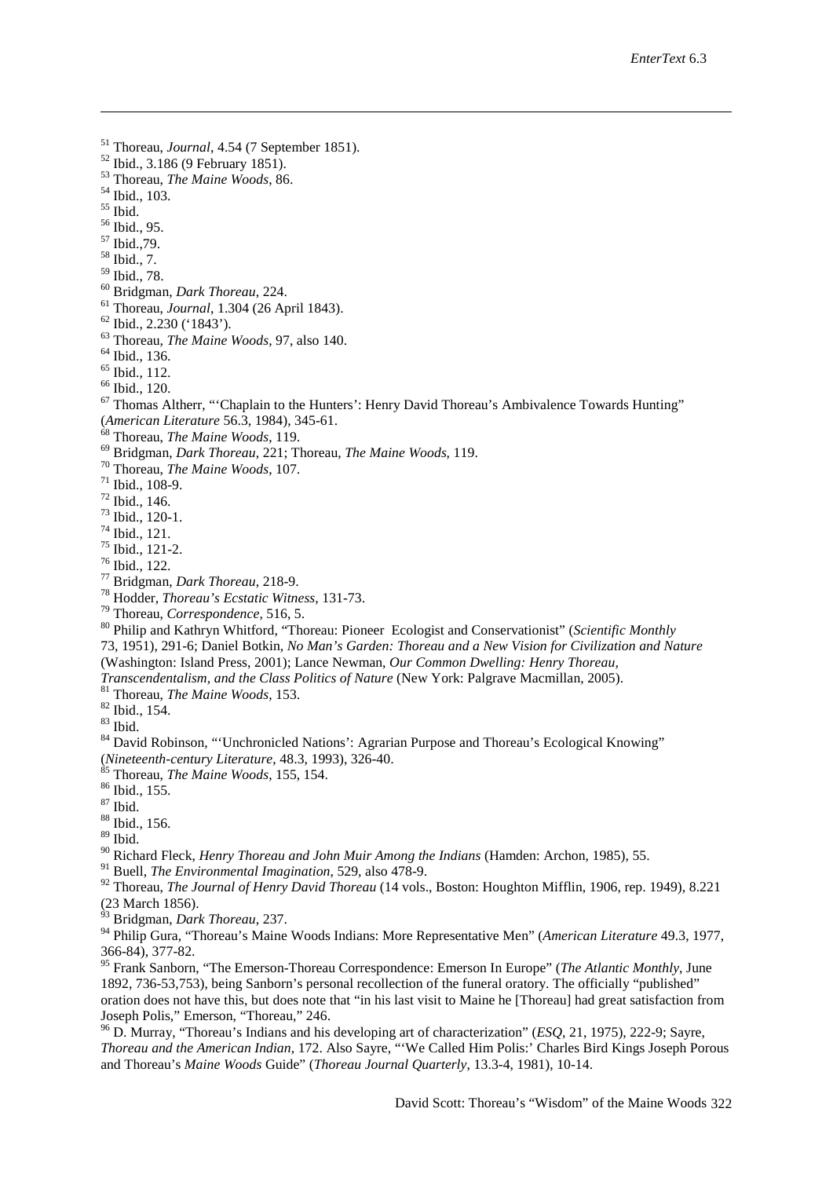[51] Thoreau, *Journal*, 4.54 (7 September 1851).
[52] Ibid., 3.186 (9 February 1851).
[53] Thoreau, *The Maine Woods*, 86.
[54] Ibid., 103.
[55] Ibid.
[56] Ibid., 95.
[57] Ibid.,79.
[58] Ibid., 7.
[59] Ibid., 78.
[60] Bridgman, *Dark Thoreau*, 224.
[61] Thoreau, *Journal*, 1.304 (26 April 1843).
[62] Ibid., 2.230 ('1843').
[63] Thoreau, *The Maine Woods*, 97, also 140.
[64] Ibid., 136.
[65] Ibid., 112.
[66] Ibid., 120.
[67] Thomas Altherr, "'Chaplain to the Hunters': Henry David Thoreau's Ambivalence Towards Hunting" (*American Literature* 56.3, 1984), 345-61.
[68] Thoreau, *The Maine Woods*, 119.
[69] Bridgman, *Dark Thoreau*, 221; Thoreau, *The Maine Woods*, 119.
[70] Thoreau, *The Maine Woods*, 107.
[71] Ibid., 108-9.
[72] Ibid., 146.
[73] Ibid., 120-1.
[74] Ibid., 121.
[75] Ibid., 121-2.
[76] Ibid., 122.
[77] Bridgman, *Dark Thoreau*, 218-9.
[78] Hodder, *Thoreau's Ecstatic Witness*, 131-73.
[79] Thoreau, *Correspondence*, 516, 5.
[80] Philip and Kathryn Whitford, "Thoreau: Pioneer Ecologist and Conservationist" (*Scientific Monthly* 73, 1951), 291-6; Daniel Botkin, *No Man's Garden: Thoreau and a New Vision for Civilization and Nature* (Washington: Island Press, 2001); Lance Newman, *Our Common Dwelling: Henry Thoreau, Transcendentalism, and the Class Politics of Nature* (New York: Palgrave Macmillan, 2005).
[81] Thoreau, *The Maine Woods*, 153.
[82] Ibid., 154.
[83] Ibid.
[84] David Robinson, "'Unchronicled Nations': Agrarian Purpose and Thoreau's Ecological Knowing" (*Nineteenth-century Literature*, 48.3, 1993), 326-40.
[85] Thoreau, *The Maine Woods*, 155, 154.
[86] Ibid., 155.
[87] Ibid.
[88] Ibid., 156.
[89] Ibid.
[90] Richard Fleck, *Henry Thoreau and John Muir Among the Indians* (Hamden: Archon, 1985), 55.
[91] Buell, *The Environmental Imagination*, 529, also 478-9.
[92] Thoreau, *The Journal of Henry David Thoreau* (14 vols., Boston: Houghton Mifflin, 1906, rep. 1949), 8.221 (23 March 1856).
[93] Bridgman, *Dark Thoreau*, 237.
[94] Philip Gura, "Thoreau's Maine Woods Indians: More Representative Men" (*American Literature* 49.3, 1977, 366-84), 377-82.
[95] Frank Sanborn, "The Emerson-Thoreau Correspondence: Emerson In Europe" (*The Atlantic Monthly*, June 1892, 736-53,753), being Sanborn's personal recollection of the funeral oratory. The officially "published" oration does not have this, but does note that "in his last visit to Maine he [Thoreau] had great satisfaction from Joseph Polis," Emerson, "Thoreau," 246.
[96] D. Murray, "Thoreau's Indians and his developing art of characterization" (*ESQ*, 21, 1975), 222-9; Sayre, *Thoreau and the American Indian*, 172. Also Sayre, "'We Called Him Polis:' Charles Bird Kings Joseph Porous and Thoreau's *Maine Woods* Guide" (*Thoreau Journal Quarterly*, 13.3-4, 1981), 10-14.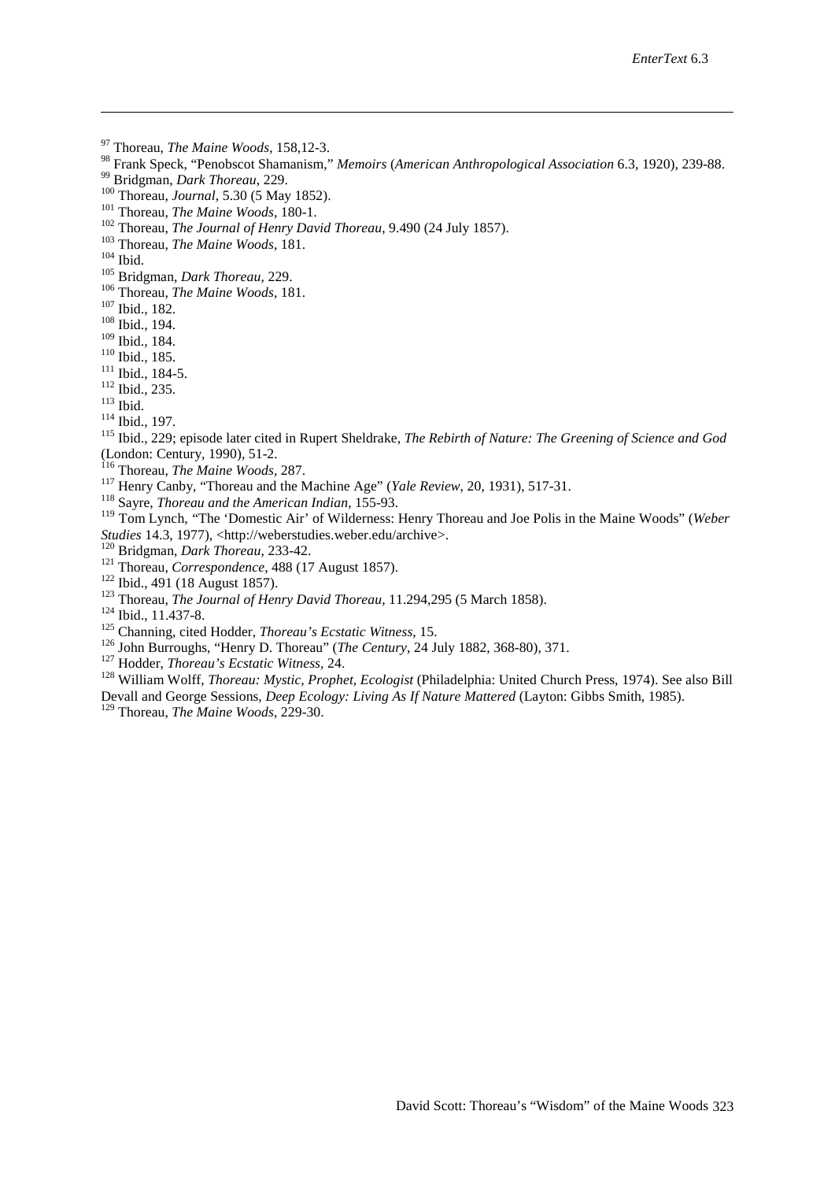[97] Thoreau, *The Maine Woods*, 158,12-3.
[98] Frank Speck, "Penobscot Shamanism," *Memoirs* (*American Anthropological Association* 6.3, 1920), 239-88.
[99] Bridgman, *Dark Thoreau*, 229.
[100] Thoreau, *Journal*, 5.30 (5 May 1852).
[101] Thoreau, *The Maine Woods*, 180-1.
[102] Thoreau, *The Journal of Henry David Thoreau*, 9.490 (24 July 1857).
[103] Thoreau, *The Maine Woods*, 181.
[104] Ibid.
[105] Bridgman, *Dark Thoreau*, 229.
[106] Thoreau, *The Maine Woods*, 181.
[107] Ibid., 182.
[108] Ibid., 194.
[109] Ibid., 184.
[110] Ibid., 185.
[111] Ibid., 184-5.
[112] Ibid., 235.
[113] Ibid.
[114] Ibid., 197.
[115] Ibid., 229; episode later cited in Rupert Sheldrake, *The Rebirth of Nature: The Greening of Science and God* (London: Century, 1990), 51-2.
[116] Thoreau, *The Maine Woods*, 287.
[117] Henry Canby, "Thoreau and the Machine Age" (*Yale Review*, 20, 1931), 517-31.
[118] Sayre, *Thoreau and the American Indian*, 155-93.
[119] Tom Lynch, "The 'Domestic Air' of Wilderness: Henry Thoreau and Joe Polis in the Maine Woods" (*Weber Studies* 14.3, 1977), <http://weberstudies.weber.edu/archive>.
[120] Bridgman, *Dark Thoreau*, 233-42.
[121] Thoreau, *Correspondence*, 488 (17 August 1857).
[122] Ibid., 491 (18 August 1857).
[123] Thoreau, *The Journal of Henry David Thoreau*, 11.294,295 (5 March 1858).
[124] Ibid., 11.437-8.
[125] Channing, cited Hodder, *Thoreau's Ecstatic Witness*, 15.
[126] John Burroughs, "Henry D. Thoreau" (*The Century*, 24 July 1882, 368-80), 371.
[127] Hodder, *Thoreau's Ecstatic Witness*, 24.
[128] William Wolff, *Thoreau: Mystic, Prophet, Ecologist* (Philadelphia: United Church Press, 1974). See also Bill Devall and George Sessions, *Deep Ecology: Living As If Nature Mattered* (Layton: Gibbs Smith, 1985).
[129] Thoreau, *The Maine Woods*, 229-30.